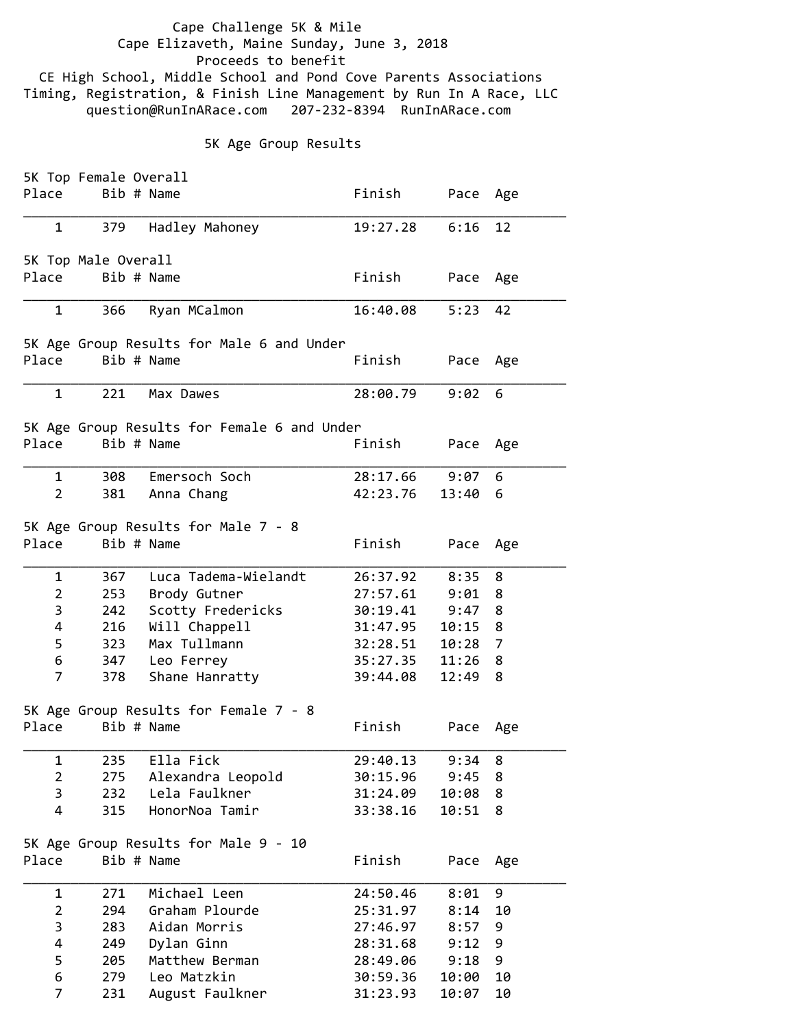# Cape Challenge 5K & Mile

Cape Elizaveth, Maine Sunday, June 3, 2018

Proceeds to benefit

CE High School, Middle School and Pond Cove Parents Associations

Timing, Registration, & Finish Line Management by Run In A Race, LLC

question@RunInARace.com 207-232-8394 RunInARace.com

## 5K Age Group Results

### 5K Top Female Overall

| Place | Bib # | Name | Finish | Pace | Age |
|---|---|---|---|---|---|
| 1 | 379 | Hadley Mahoney | 19:27.28 | 6:16 | 12 |

### 5K Top Male Overall

| Place | Bib # | Name | Finish | Pace | Age |
|---|---|---|---|---|---|
| 1 | 366 | Ryan MCalmon | 16:40.08 | 5:23 | 42 |

### 5K Age Group Results for Male 6 and Under

| Place | Bib # | Name | Finish | Pace | Age |
|---|---|---|---|---|---|
| 1 | 221 | Max Dawes | 28:00.79 | 9:02 | 6 |

### 5K Age Group Results for Female 6 and Under

| Place | Bib # | Name | Finish | Pace | Age |
|---|---|---|---|---|---|
| 1 | 308 | Emersoch Soch | 28:17.66 | 9:07 | 6 |
| 2 | 381 | Anna Chang | 42:23.76 | 13:40 | 6 |

### 5K Age Group Results for Male 7 - 8

| Place | Bib # | Name | Finish | Pace | Age |
|---|---|---|---|---|---|
| 1 | 367 | Luca Tadema-Wielandt | 26:37.92 | 8:35 | 8 |
| 2 | 253 | Brody Gutner | 27:57.61 | 9:01 | 8 |
| 3 | 242 | Scotty Fredericks | 30:19.41 | 9:47 | 8 |
| 4 | 216 | Will Chappell | 31:47.95 | 10:15 | 8 |
| 5 | 323 | Max Tullmann | 32:28.51 | 10:28 | 7 |
| 6 | 347 | Leo Ferrey | 35:27.35 | 11:26 | 8 |
| 7 | 378 | Shane Hanratty | 39:44.08 | 12:49 | 8 |

### 5K Age Group Results for Female 7 - 8

| Place | Bib # | Name | Finish | Pace | Age |
|---|---|---|---|---|---|
| 1 | 235 | Ella Fick | 29:40.13 | 9:34 | 8 |
| 2 | 275 | Alexandra Leopold | 30:15.96 | 9:45 | 8 |
| 3 | 232 | Lela Faulkner | 31:24.09 | 10:08 | 8 |
| 4 | 315 | HonorNoa Tamir | 33:38.16 | 10:51 | 8 |

### 5K Age Group Results for Male 9 - 10

| Place | Bib # | Name | Finish | Pace | Age |
|---|---|---|---|---|---|
| 1 | 271 | Michael Leen | 24:50.46 | 8:01 | 9 |
| 2 | 294 | Graham Plourde | 25:31.97 | 8:14 | 10 |
| 3 | 283 | Aidan Morris | 27:46.97 | 8:57 | 9 |
| 4 | 249 | Dylan Ginn | 28:31.68 | 9:12 | 9 |
| 5 | 205 | Matthew Berman | 28:49.06 | 9:18 | 9 |
| 6 | 279 | Leo Matzkin | 30:59.36 | 10:00 | 10 |
| 7 | 231 | August Faulkner | 31:23.93 | 10:07 | 10 |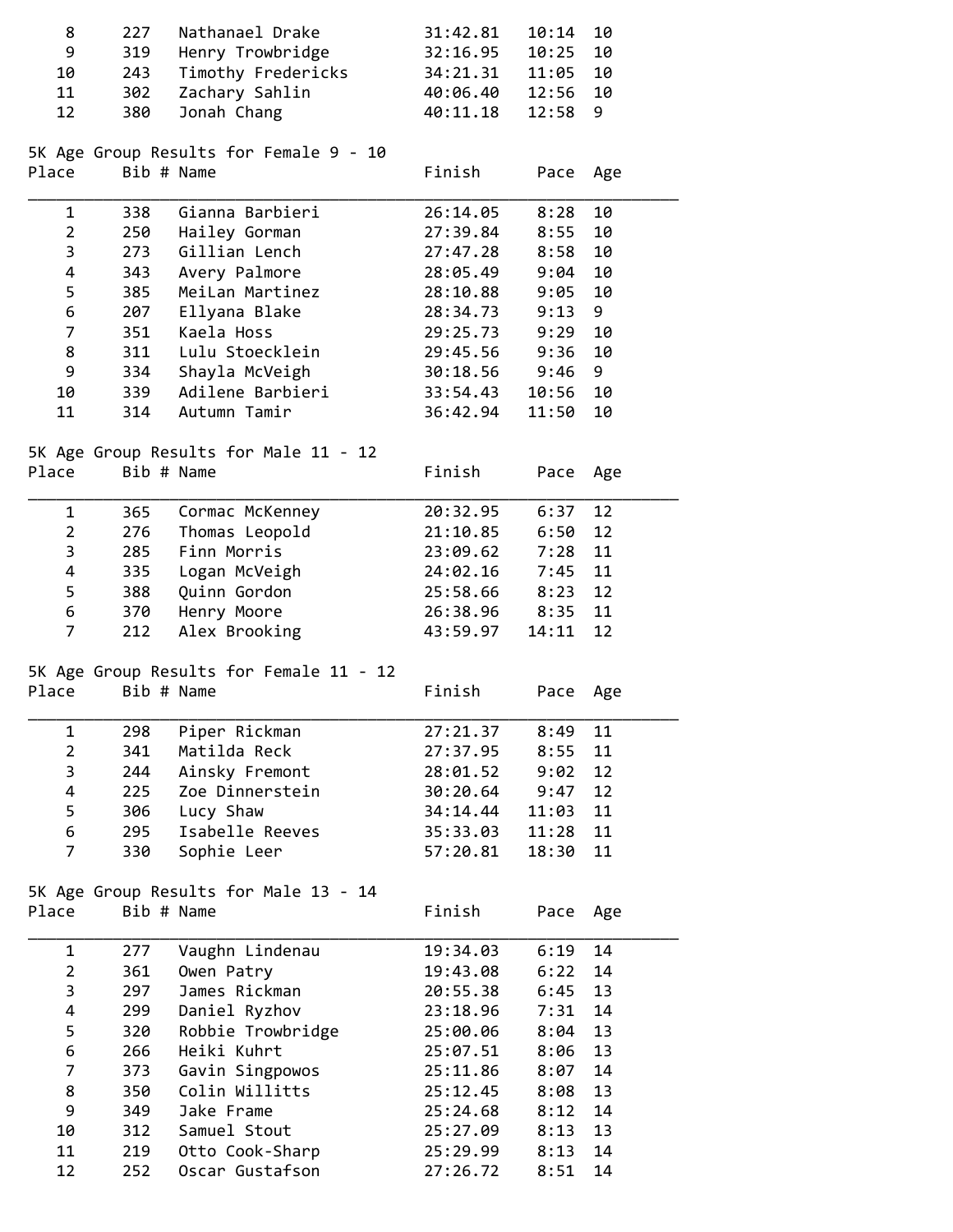| Place | Bib # | Name | Finish | Pace | Age |
|---|---|---|---|---|---|
| 8 | 227 | Nathanael Drake | 31:42.81 | 10:14 | 10 |
| 9 | 319 | Henry Trowbridge | 32:16.95 | 10:25 | 10 |
| 10 | 243 | Timothy Fredericks | 34:21.31 | 11:05 | 10 |
| 11 | 302 | Zachary Sahlin | 40:06.40 | 12:56 | 10 |
| 12 | 380 | Jonah Chang | 40:11.18 | 12:58 | 9 |

5K Age Group Results for Female 9 - 10

| Place | Bib # | Name | Finish | Pace | Age |
|---|---|---|---|---|---|
| 1 | 338 | Gianna Barbieri | 26:14.05 | 8:28 | 10 |
| 2 | 250 | Hailey Gorman | 27:39.84 | 8:55 | 10 |
| 3 | 273 | Gillian Lench | 27:47.28 | 8:58 | 10 |
| 4 | 343 | Avery Palmore | 28:05.49 | 9:04 | 10 |
| 5 | 385 | MeiLan Martinez | 28:10.88 | 9:05 | 10 |
| 6 | 207 | Ellyana Blake | 28:34.73 | 9:13 | 9 |
| 7 | 351 | Kaela Hoss | 29:25.73 | 9:29 | 10 |
| 8 | 311 | Lulu Stoecklein | 29:45.56 | 9:36 | 10 |
| 9 | 334 | Shayla McVeigh | 30:18.56 | 9:46 | 9 |
| 10 | 339 | Adilene Barbieri | 33:54.43 | 10:56 | 10 |
| 11 | 314 | Autumn Tamir | 36:42.94 | 11:50 | 10 |

5K Age Group Results for Male 11 - 12

| Place | Bib # | Name | Finish | Pace | Age |
|---|---|---|---|---|---|
| 1 | 365 | Cormac McKenney | 20:32.95 | 6:37 | 12 |
| 2 | 276 | Thomas Leopold | 21:10.85 | 6:50 | 12 |
| 3 | 285 | Finn Morris | 23:09.62 | 7:28 | 11 |
| 4 | 335 | Logan McVeigh | 24:02.16 | 7:45 | 11 |
| 5 | 388 | Quinn Gordon | 25:58.66 | 8:23 | 12 |
| 6 | 370 | Henry Moore | 26:38.96 | 8:35 | 11 |
| 7 | 212 | Alex Brooking | 43:59.97 | 14:11 | 12 |

5K Age Group Results for Female 11 - 12

| Place | Bib # | Name | Finish | Pace | Age |
|---|---|---|---|---|---|
| 1 | 298 | Piper Rickman | 27:21.37 | 8:49 | 11 |
| 2 | 341 | Matilda Reck | 27:37.95 | 8:55 | 11 |
| 3 | 244 | Ainsky Fremont | 28:01.52 | 9:02 | 12 |
| 4 | 225 | Zoe Dinnerstein | 30:20.64 | 9:47 | 12 |
| 5 | 306 | Lucy Shaw | 34:14.44 | 11:03 | 11 |
| 6 | 295 | Isabelle Reeves | 35:33.03 | 11:28 | 11 |
| 7 | 330 | Sophie Leer | 57:20.81 | 18:30 | 11 |

5K Age Group Results for Male 13 - 14

| Place | Bib # | Name | Finish | Pace | Age |
|---|---|---|---|---|---|
| 1 | 277 | Vaughn Lindenau | 19:34.03 | 6:19 | 14 |
| 2 | 361 | Owen Patry | 19:43.08 | 6:22 | 14 |
| 3 | 297 | James Rickman | 20:55.38 | 6:45 | 13 |
| 4 | 299 | Daniel Ryzhov | 23:18.96 | 7:31 | 14 |
| 5 | 320 | Robbie Trowbridge | 25:00.06 | 8:04 | 13 |
| 6 | 266 | Heiki Kuhrt | 25:07.51 | 8:06 | 13 |
| 7 | 373 | Gavin Singpowos | 25:11.86 | 8:07 | 14 |
| 8 | 350 | Colin Willitts | 25:12.45 | 8:08 | 13 |
| 9 | 349 | Jake Frame | 25:24.68 | 8:12 | 14 |
| 10 | 312 | Samuel Stout | 25:27.09 | 8:13 | 13 |
| 11 | 219 | Otto Cook-Sharp | 25:29.99 | 8:13 | 14 |
| 12 | 252 | Oscar Gustafson | 27:26.72 | 8:51 | 14 |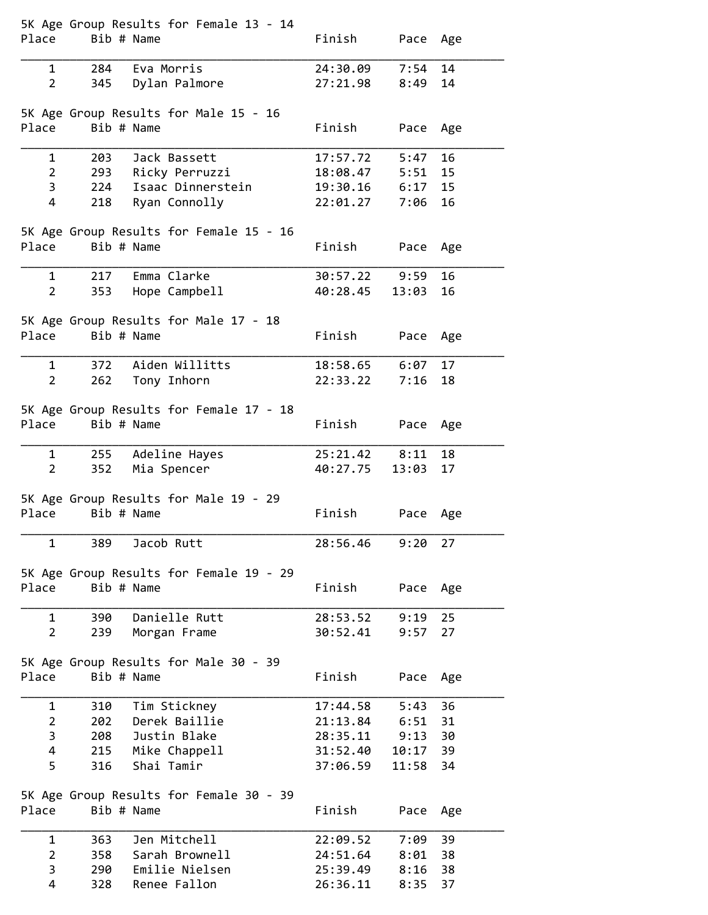5K Age Group Results for Female 13 - 14

| Place | Bib # | Name | Finish | Pace | Age |
|---|---|---|---|---|---|
| 1 | 284 | Eva Morris | 24:30.09 | 7:54 | 14 |
| 2 | 345 | Dylan Palmore | 27:21.98 | 8:49 | 14 |

5K Age Group Results for Male 15 - 16

| Place | Bib # | Name | Finish | Pace | Age |
|---|---|---|---|---|---|
| 1 | 203 | Jack Bassett | 17:57.72 | 5:47 | 16 |
| 2 | 293 | Ricky Perruzzi | 18:08.47 | 5:51 | 15 |
| 3 | 224 | Isaac Dinnerstein | 19:30.16 | 6:17 | 15 |
| 4 | 218 | Ryan Connolly | 22:01.27 | 7:06 | 16 |

5K Age Group Results for Female 15 - 16

| Place | Bib # | Name | Finish | Pace | Age |
|---|---|---|---|---|---|
| 1 | 217 | Emma Clarke | 30:57.22 | 9:59 | 16 |
| 2 | 353 | Hope Campbell | 40:28.45 | 13:03 | 16 |

5K Age Group Results for Male 17 - 18

| Place | Bib # | Name | Finish | Pace | Age |
|---|---|---|---|---|---|
| 1 | 372 | Aiden Willitts | 18:58.65 | 6:07 | 17 |
| 2 | 262 | Tony Inhorn | 22:33.22 | 7:16 | 18 |

5K Age Group Results for Female 17 - 18

| Place | Bib # | Name | Finish | Pace | Age |
|---|---|---|---|---|---|
| 1 | 255 | Adeline Hayes | 25:21.42 | 8:11 | 18 |
| 2 | 352 | Mia Spencer | 40:27.75 | 13:03 | 17 |

5K Age Group Results for Male 19 - 29

| Place | Bib # | Name | Finish | Pace | Age |
|---|---|---|---|---|---|
| 1 | 389 | Jacob Rutt | 28:56.46 | 9:20 | 27 |

5K Age Group Results for Female 19 - 29

| Place | Bib # | Name | Finish | Pace | Age |
|---|---|---|---|---|---|
| 1 | 390 | Danielle Rutt | 28:53.52 | 9:19 | 25 |
| 2 | 239 | Morgan Frame | 30:52.41 | 9:57 | 27 |

5K Age Group Results for Male 30 - 39

| Place | Bib # | Name | Finish | Pace | Age |
|---|---|---|---|---|---|
| 1 | 310 | Tim Stickney | 17:44.58 | 5:43 | 36 |
| 2 | 202 | Derek Baillie | 21:13.84 | 6:51 | 31 |
| 3 | 208 | Justin Blake | 28:35.11 | 9:13 | 30 |
| 4 | 215 | Mike Chappell | 31:52.40 | 10:17 | 39 |
| 5 | 316 | Shai Tamir | 37:06.59 | 11:58 | 34 |

5K Age Group Results for Female 30 - 39

| Place | Bib # | Name | Finish | Pace | Age |
|---|---|---|---|---|---|
| 1 | 363 | Jen Mitchell | 22:09.52 | 7:09 | 39 |
| 2 | 358 | Sarah Brownell | 24:51.64 | 8:01 | 38 |
| 3 | 290 | Emilie Nielsen | 25:39.49 | 8:16 | 38 |
| 4 | 328 | Renee Fallon | 26:36.11 | 8:35 | 37 |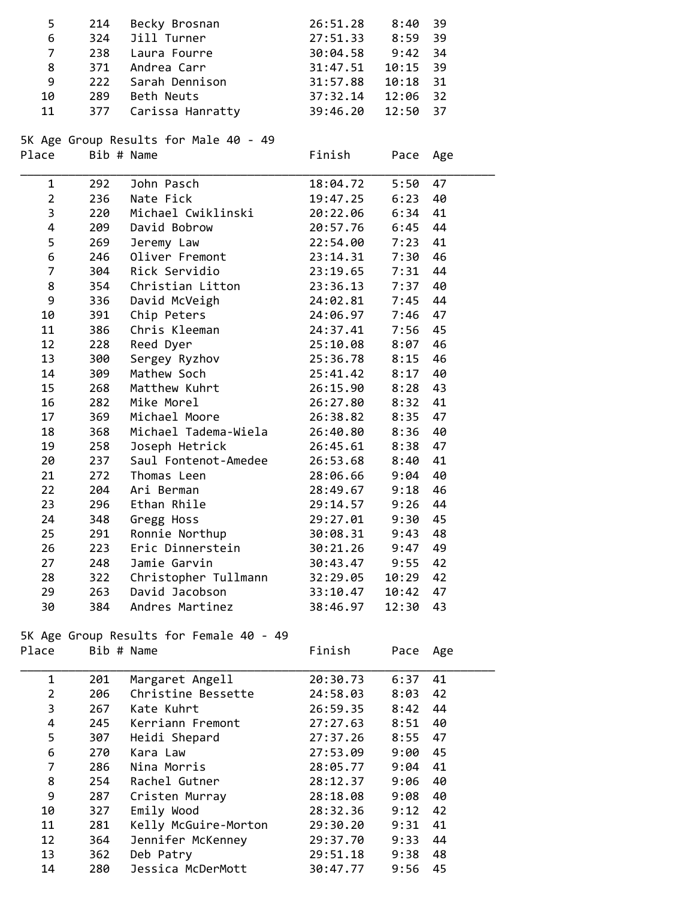| Place | Bib # | Name | Finish | Pace | Age |
|---|---|---|---|---|---|
| 5 | 214 | Becky Brosnan | 26:51.28 | 8:40 | 39 |
| 6 | 324 | Jill Turner | 27:51.33 | 8:59 | 39 |
| 7 | 238 | Laura Fourre | 30:04.58 | 9:42 | 34 |
| 8 | 371 | Andrea Carr | 31:47.51 | 10:15 | 39 |
| 9 | 222 | Sarah Dennison | 31:57.88 | 10:18 | 31 |
| 10 | 289 | Beth Neuts | 37:32.14 | 12:06 | 32 |
| 11 | 377 | Carissa Hanratty | 39:46.20 | 12:50 | 37 |

## 5K Age Group Results for Male 40 - 49

| Place | Bib # | Name | Finish | Pace | Age |
|---|---|---|---|---|---|
| 1 | 292 | John Pasch | 18:04.72 | 5:50 | 47 |
| 2 | 236 | Nate Fick | 19:47.25 | 6:23 | 40 |
| 3 | 220 | Michael Cwiklinski | 20:22.06 | 6:34 | 41 |
| 4 | 209 | David Bobrow | 20:57.76 | 6:45 | 44 |
| 5 | 269 | Jeremy Law | 22:54.00 | 7:23 | 41 |
| 6 | 246 | Oliver Fremont | 23:14.31 | 7:30 | 46 |
| 7 | 304 | Rick Servidio | 23:19.65 | 7:31 | 44 |
| 8 | 354 | Christian Litton | 23:36.13 | 7:37 | 40 |
| 9 | 336 | David McVeigh | 24:02.81 | 7:45 | 44 |
| 10 | 391 | Chip Peters | 24:06.97 | 7:46 | 47 |
| 11 | 386 | Chris Kleeman | 24:37.41 | 7:56 | 45 |
| 12 | 228 | Reed Dyer | 25:10.08 | 8:07 | 46 |
| 13 | 300 | Sergey Ryzhov | 25:36.78 | 8:15 | 46 |
| 14 | 309 | Mathew Soch | 25:41.42 | 8:17 | 40 |
| 15 | 268 | Matthew Kuhrt | 26:15.90 | 8:28 | 43 |
| 16 | 282 | Mike Morel | 26:27.80 | 8:32 | 41 |
| 17 | 369 | Michael Moore | 26:38.82 | 8:35 | 47 |
| 18 | 368 | Michael Tadema-Wiela | 26:40.80 | 8:36 | 40 |
| 19 | 258 | Joseph Hetrick | 26:45.61 | 8:38 | 47 |
| 20 | 237 | Saul Fontenot-Amedee | 26:53.68 | 8:40 | 41 |
| 21 | 272 | Thomas Leen | 28:06.66 | 9:04 | 40 |
| 22 | 204 | Ari Berman | 28:49.67 | 9:18 | 46 |
| 23 | 296 | Ethan Rhile | 29:14.57 | 9:26 | 44 |
| 24 | 348 | Gregg Hoss | 29:27.01 | 9:30 | 45 |
| 25 | 291 | Ronnie Northup | 30:08.31 | 9:43 | 48 |
| 26 | 223 | Eric Dinnerstein | 30:21.26 | 9:47 | 49 |
| 27 | 248 | Jamie Garvin | 30:43.47 | 9:55 | 42 |
| 28 | 322 | Christopher Tullmann | 32:29.05 | 10:29 | 42 |
| 29 | 263 | David Jacobson | 33:10.47 | 10:42 | 47 |
| 30 | 384 | Andres Martinez | 38:46.97 | 12:30 | 43 |

## 5K Age Group Results for Female 40 - 49

| Place | Bib # | Name | Finish | Pace | Age |
|---|---|---|---|---|---|
| 1 | 201 | Margaret Angell | 20:30.73 | 6:37 | 41 |
| 2 | 206 | Christine Bessette | 24:58.03 | 8:03 | 42 |
| 3 | 267 | Kate Kuhrt | 26:59.35 | 8:42 | 44 |
| 4 | 245 | Kerriann Fremont | 27:27.63 | 8:51 | 40 |
| 5 | 307 | Heidi Shepard | 27:37.26 | 8:55 | 47 |
| 6 | 270 | Kara Law | 27:53.09 | 9:00 | 45 |
| 7 | 286 | Nina Morris | 28:05.77 | 9:04 | 41 |
| 8 | 254 | Rachel Gutner | 28:12.37 | 9:06 | 40 |
| 9 | 287 | Cristen Murray | 28:18.08 | 9:08 | 40 |
| 10 | 327 | Emily Wood | 28:32.36 | 9:12 | 42 |
| 11 | 281 | Kelly McGuire-Morton | 29:30.20 | 9:31 | 41 |
| 12 | 364 | Jennifer McKenney | 29:37.70 | 9:33 | 44 |
| 13 | 362 | Deb Patry | 29:51.18 | 9:38 | 48 |
| 14 | 280 | Jessica McDerMott | 30:47.77 | 9:56 | 45 |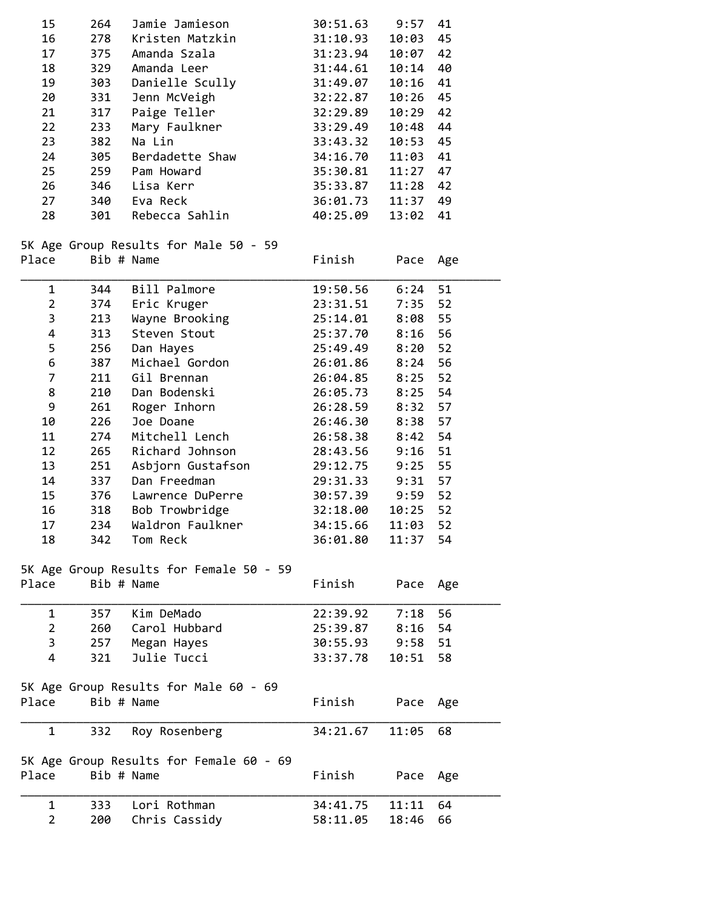| | | | | | |
|---|---|---|---|---|---|
| 15 | 264 | Jamie Jamieson | 30:51.63 | 9:57 | 41 |
| 16 | 278 | Kristen Matzkin | 31:10.93 | 10:03 | 45 |
| 17 | 375 | Amanda Szala | 31:23.94 | 10:07 | 42 |
| 18 | 329 | Amanda Leer | 31:44.61 | 10:14 | 40 |
| 19 | 303 | Danielle Scully | 31:49.07 | 10:16 | 41 |
| 20 | 331 | Jenn McVeigh | 32:22.87 | 10:26 | 45 |
| 21 | 317 | Paige Teller | 32:29.89 | 10:29 | 42 |
| 22 | 233 | Mary Faulkner | 33:29.49 | 10:48 | 44 |
| 23 | 382 | Na Lin | 33:43.32 | 10:53 | 45 |
| 24 | 305 | Berdadette Shaw | 34:16.70 | 11:03 | 41 |
| 25 | 259 | Pam Howard | 35:30.81 | 11:27 | 47 |
| 26 | 346 | Lisa Kerr | 35:33.87 | 11:28 | 42 |
| 27 | 340 | Eva Reck | 36:01.73 | 11:37 | 49 |
| 28 | 301 | Rebecca Sahlin | 40:25.09 | 13:02 | 41 |

5K Age Group Results for Male 50 - 59

| Place | Bib # | Name | Finish | Pace | Age |
|---|---|---|---|---|---|
| 1 | 344 | Bill Palmore | 19:50.56 | 6:24 | 51 |
| 2 | 374 | Eric Kruger | 23:31.51 | 7:35 | 52 |
| 3 | 213 | Wayne Brooking | 25:14.01 | 8:08 | 55 |
| 4 | 313 | Steven Stout | 25:37.70 | 8:16 | 56 |
| 5 | 256 | Dan Hayes | 25:49.49 | 8:20 | 52 |
| 6 | 387 | Michael Gordon | 26:01.86 | 8:24 | 56 |
| 7 | 211 | Gil Brennan | 26:04.85 | 8:25 | 52 |
| 8 | 210 | Dan Bodenski | 26:05.73 | 8:25 | 54 |
| 9 | 261 | Roger Inhorn | 26:28.59 | 8:32 | 57 |
| 10 | 226 | Joe Doane | 26:46.30 | 8:38 | 57 |
| 11 | 274 | Mitchell Lench | 26:58.38 | 8:42 | 54 |
| 12 | 265 | Richard Johnson | 28:43.56 | 9:16 | 51 |
| 13 | 251 | Asbjorn Gustafson | 29:12.75 | 9:25 | 55 |
| 14 | 337 | Dan Freedman | 29:31.33 | 9:31 | 57 |
| 15 | 376 | Lawrence DuPerre | 30:57.39 | 9:59 | 52 |
| 16 | 318 | Bob Trowbridge | 32:18.00 | 10:25 | 52 |
| 17 | 234 | Waldron Faulkner | 34:15.66 | 11:03 | 52 |
| 18 | 342 | Tom Reck | 36:01.80 | 11:37 | 54 |

5K Age Group Results for Female 50 - 59

| Place | Bib # | Name | Finish | Pace | Age |
|---|---|---|---|---|---|
| 1 | 357 | Kim DeMado | 22:39.92 | 7:18 | 56 |
| 2 | 260 | Carol Hubbard | 25:39.87 | 8:16 | 54 |
| 3 | 257 | Megan Hayes | 30:55.93 | 9:58 | 51 |
| 4 | 321 | Julie Tucci | 33:37.78 | 10:51 | 58 |

5K Age Group Results for Male 60 - 69

| Place | Bib # | Name | Finish | Pace | Age |
|---|---|---|---|---|---|
| 1 | 332 | Roy Rosenberg | 34:21.67 | 11:05 | 68 |

5K Age Group Results for Female 60 - 69

| Place | Bib # | Name | Finish | Pace | Age |
|---|---|---|---|---|---|
| 1 | 333 | Lori Rothman | 34:41.75 | 11:11 | 64 |
| 2 | 200 | Chris Cassidy | 58:11.05 | 18:46 | 66 |